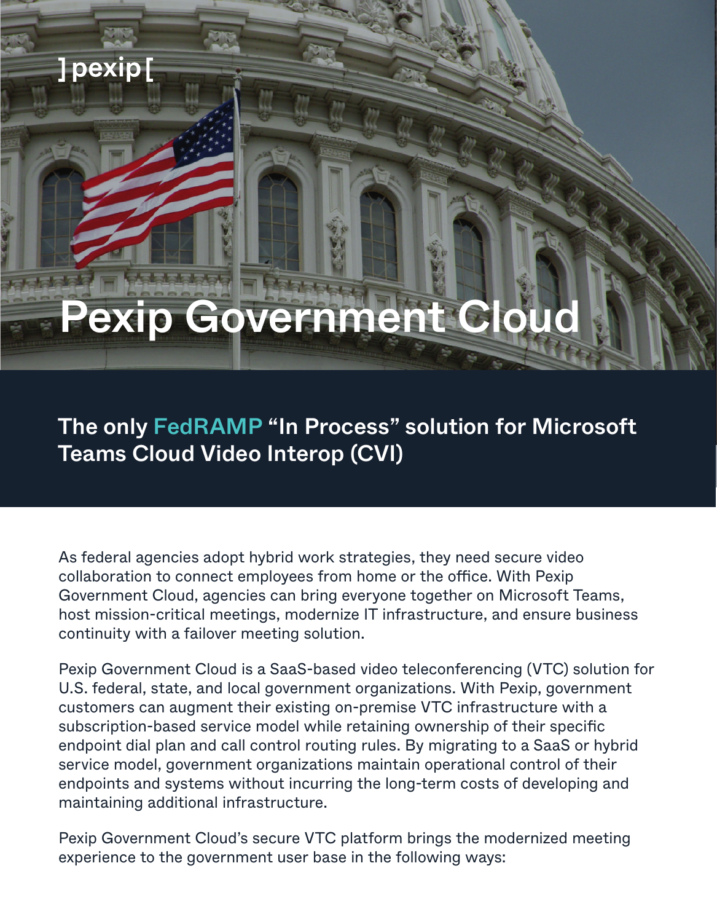] pexip [

# Pexip Government Cloud

## The only FedRAMP “In Process” solution for Microsoft Teams Cloud Video Interop (CVI)

As federal agencies adopt hybrid work strategies, they need secure video collaboration to connect employees from home or the office. With Pexip Government Cloud, agencies can bring everyone together on Microsoft Teams, host mission-critical meetings, modernize IT infrastructure, and ensure business continuity with a failover meeting solution.

Pexip Government Cloud is a SaaS-based video teleconferencing (VTC) solution for U.S. federal, state, and local government organizations. With Pexip, government customers can augment their existing on-premise VTC infrastructure with a subscription-based service model while retaining ownership of their specific endpoint dial plan and call control routing rules. By migrating to a SaaS or hybrid service model, government organizations maintain operational control of their endpoints and systems without incurring the long-term costs of developing and maintaining additional infrastructure.

Pexip Government Cloud’s secure VTC platform brings the modernized meeting experience to the government user base in the following ways: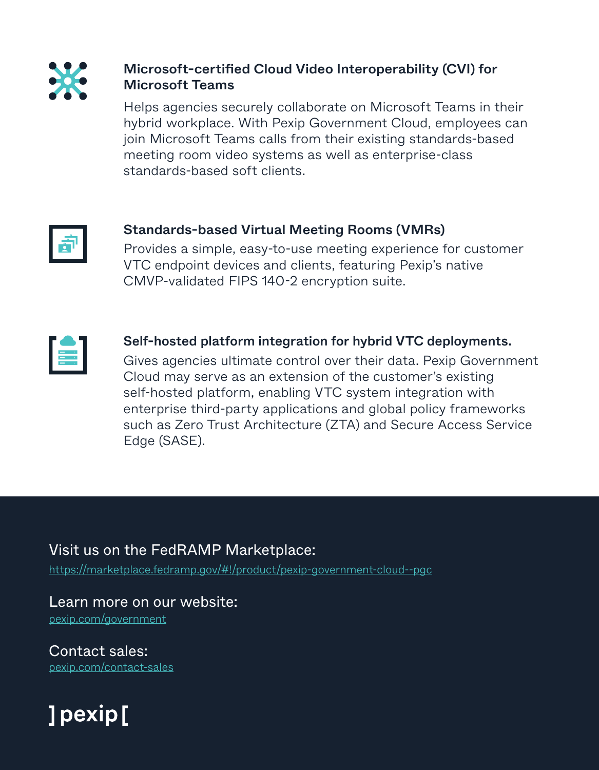### Microsoft-certified Cloud Video Interoperability (CVI) for Microsoft Teams

Helps agencies securely collaborate on Microsoft Teams in their hybrid workplace. With Pexip Government Cloud, employees can join Microsoft Teams calls from their existing standards-based meeting room video systems as well as enterprise-class standards-based soft clients.

### Standards-based Virtual Meeting Rooms (VMRs)

Provides a simple, easy-to-use meeting experience for customer VTC endpoint devices and clients, featuring Pexip's native CMVP-validated FIPS 140-2 encryption suite.

### Self-hosted platform integration for hybrid VTC deployments.

Gives agencies ultimate control over their data. Pexip Government Cloud may serve as an extension of the customer's existing self-hosted platform, enabling VTC system integration with enterprise third-party applications and global policy frameworks such as Zero Trust Architecture (ZTA) and Secure Access Service Edge (SASE).

Visit us on the FedRAMP Marketplace:
https://marketplace.fedramp.gov/#!/product/pexip-government-cloud--pgc

Learn more on our website:
pexip.com/government

Contact sales:
pexip.com/contact-sales

] pexip [